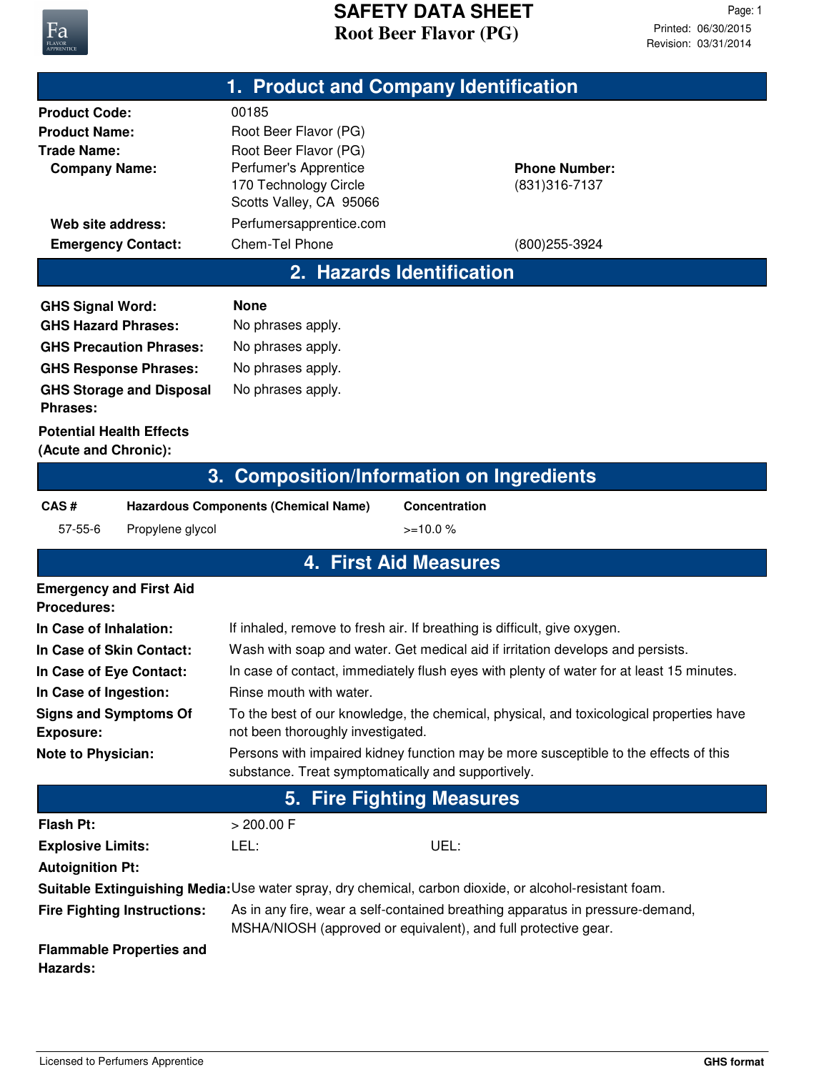# SAFETY DATA SHEET

## Root Beer Flavor (PG)

Printed: 06/30/2015
Revision: 03/31/2014

## 1. Product and Company Identification

**Product Code:** 00185

**Product Name:** Root Beer Flavor (PG)

**Trade Name:** Root Beer Flavor (PG)

**Company Name:** Perfumer's Apprentice
170 Technology Circle
Scotts Valley, CA 95066

**Phone Number:** (831)316-7137

**Web site address:** Perfumersapprentice.com

**Emergency Contact:** Chem-Tel Phone (800)255-3924

## 2. Hazards Identification

**GHS Signal Word:** None

**GHS Hazard Phrases:** No phrases apply.

**GHS Precaution Phrases:** No phrases apply.

**GHS Response Phrases:** No phrases apply.

**GHS Storage and Disposal Phrases:** No phrases apply.

**Potential Health Effects (Acute and Chronic):**

## 3. Composition/Information on Ingredients

| CAS # | Hazardous Components (Chemical Name) | Concentration |
|---|---|---|
| 57-55-6 | Propylene glycol | >=10.0 % |

## 4. First Aid Measures

**Emergency and First Aid Procedures:**

**In Case of Inhalation:** If inhaled, remove to fresh air. If breathing is difficult, give oxygen.

**In Case of Skin Contact:** Wash with soap and water. Get medical aid if irritation develops and persists.

**In Case of Eye Contact:** In case of contact, immediately flush eyes with plenty of water for at least 15 minutes.

**In Case of Ingestion:** Rinse mouth with water.

**Signs and Symptoms Of Exposure:** To the best of our knowledge, the chemical, physical, and toxicological properties have not been thoroughly investigated.

**Note to Physician:** Persons with impaired kidney function may be more susceptible to the effects of this substance. Treat symptomatically and supportively.

## 5. Fire Fighting Measures

**Flash Pt:** > 200.00 F

**Explosive Limits:** LEL: UEL:

**Autoignition Pt:**

**Suitable Extinguishing Media:** Use water spray, dry chemical, carbon dioxide, or alcohol-resistant foam.

**Fire Fighting Instructions:** As in any fire, wear a self-contained breathing apparatus in pressure-demand, MSHA/NIOSH (approved or equivalent), and full protective gear.

**Flammable Properties and Hazards:**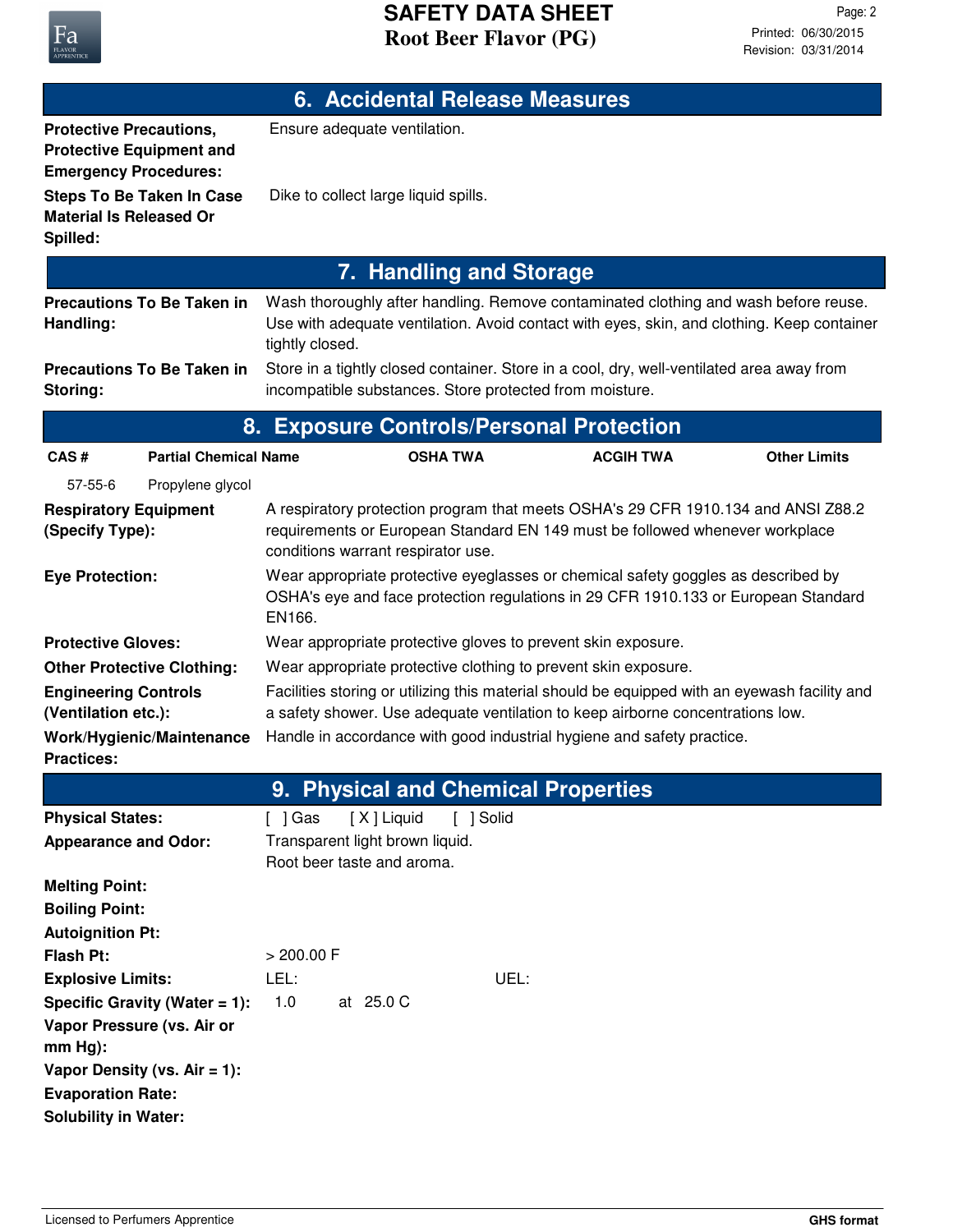## 6. Accidental Release Measures

| | |
|---|---|
| **Protective Precautions, Protective Equipment and Emergency Procedures:** | Ensure adequate ventilation. |
| **Steps To Be Taken In Case Material Is Released Or Spilled:** | Dike to collect large liquid spills. |

## 7. Handling and Storage

| | |
|---|---|
| **Precautions To Be Taken in Handling:** | Wash thoroughly after handling. Remove contaminated clothing and wash before reuse. Use with adequate ventilation. Avoid contact with eyes, skin, and clothing. Keep container tightly closed. |
| **Precautions To Be Taken in Storing:** | Store in a tightly closed container. Store in a cool, dry, well-ventilated area away from incompatible substances. Store protected from moisture. |

## 8. Exposure Controls/Personal Protection

| CAS # | Partial Chemical Name | OSHA TWA | ACGIH TWA | Other Limits |
|---|---|---|---|---|
| 57-55-6 | Propylene glycol | | | |

| | |
|---|---|
| **Respiratory Equipment (Specify Type):** | A respiratory protection program that meets OSHA's 29 CFR 1910.134 and ANSI Z88.2 requirements or European Standard EN 149 must be followed whenever workplace conditions warrant respirator use. |
| **Eye Protection:** | Wear appropriate protective eyeglasses or chemical safety goggles as described by OSHA's eye and face protection regulations in 29 CFR 1910.133 or European Standard EN166. |
| **Protective Gloves:** | Wear appropriate protective gloves to prevent skin exposure. |
| **Other Protective Clothing:** | Wear appropriate protective clothing to prevent skin exposure. |
| **Engineering Controls (Ventilation etc.):** | Facilities storing or utilizing this material should be equipped with an eyewash facility and a safety shower. Use adequate ventilation to keep airborne concentrations low. |
| **Work/Hygienic/Maintenance Practices:** | Handle in accordance with good industrial hygiene and safety practice. |

## 9. Physical and Chemical Properties

| | |
|---|---|
| **Physical States:** | [ ] Gas [ X ] Liquid [ ] Solid |
| **Appearance and Odor:** | Transparent light brown liquid.<br>Root beer taste and aroma. |
| **Melting Point:** | |
| **Boiling Point:** | |
| **Autoignition Pt:** | |
| **Flash Pt:** | > 200.00 F |
| **Explosive Limits:** | LEL: UEL: |
| **Specific Gravity (Water = 1):** | 1.0 at 25.0 C |
| **Vapor Pressure (vs. Air or mm Hg):** | |
| **Vapor Density (vs. Air = 1):** | |
| **Evaporation Rate:** | |
| **Solubility in Water:** | |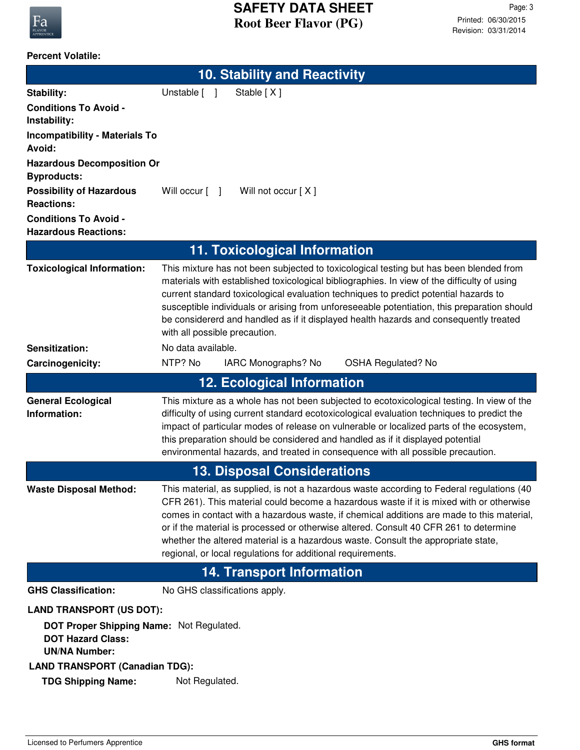**Percent Volatile:**

## 10. Stability and Reactivity

**Stability:** Unstable [ ] Stable [ X ]

**Conditions To Avoid - Instability:**

**Incompatibility - Materials To Avoid:**

**Hazardous Decomposition Or Byproducts:**

**Possibility of Hazardous Reactions:** Will occur [ ] Will not occur [ X ]

**Conditions To Avoid - Hazardous Reactions:**

## 11. Toxicological Information

**Toxicological Information:** This mixture has not been subjected to toxicological testing but has been blended from materials with established toxicological bibliographies. In view of the difficulty of using current standard toxicological evaluation techniques to predict potential hazards to susceptible individuals or arising from unforeseeable potentiation, this preparation should be considererd and handled as if it displayed health hazards and consequently treated with all possible precaution.

**Sensitization:** No data available.

**Carcinogenicity:** NTP? No IARC Monographs? No OSHA Regulated? No

## 12. Ecological Information

**General Ecological Information:** This mixture as a whole has not been subjected to ecotoxicological testing. In view of the difficulty of using current standard ecotoxicological evaluation techniques to predict the impact of particular modes of release on vulnerable or localized parts of the ecosystem, this preparation should be considered and handled as if it displayed potential environmental hazards, and treated in consequence with all possible precaution.

## 13. Disposal Considerations

**Waste Disposal Method:** This material, as supplied, is not a hazardous waste according to Federal regulations (40 CFR 261). This material could become a hazardous waste if it is mixed with or otherwise comes in contact with a hazardous waste, if chemical additions are made to this material, or if the material is processed or otherwise altered. Consult 40 CFR 261 to determine whether the altered material is a hazardous waste. Consult the appropriate state, regional, or local regulations for additional requirements.

## 14. Transport Information

**GHS Classification:** No GHS classifications apply.

**LAND TRANSPORT (US DOT):**

**DOT Proper Shipping Name:** Not Regulated.

**DOT Hazard Class:**

**UN/NA Number:**

**LAND TRANSPORT (Canadian TDG):**

**TDG Shipping Name:** Not Regulated.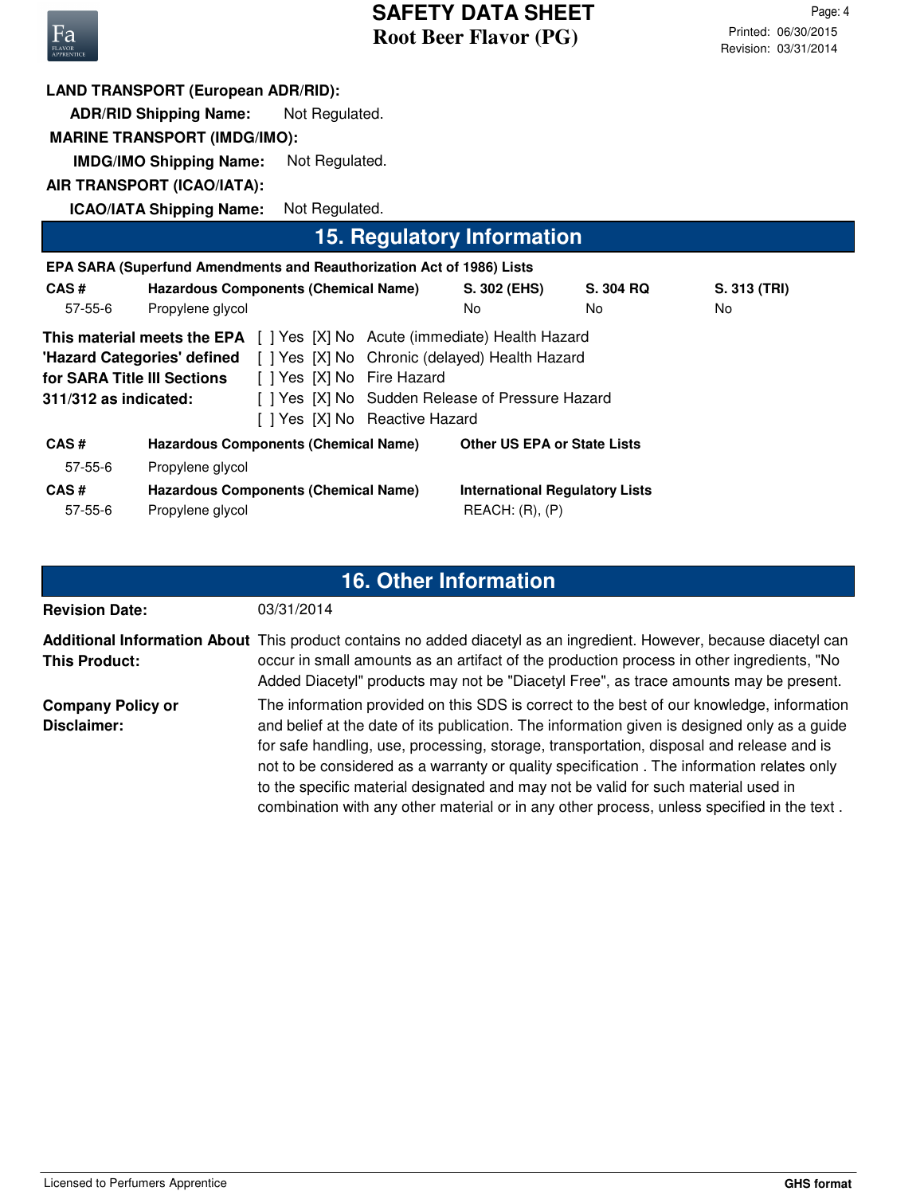**LAND TRANSPORT (European ADR/RID):**

**ADR/RID Shipping Name:** Not Regulated.

**MARINE TRANSPORT (IMDG/IMO):**

**IMDG/IMO Shipping Name:** Not Regulated.

**AIR TRANSPORT (ICAO/IATA):**

**ICAO/IATA Shipping Name:** Not Regulated.

## 15. Regulatory Information

**EPA SARA (Superfund Amendments and Reauthorization Act of 1986) Lists**

| CAS # | Hazardous Components (Chemical Name) | S. 302 (EHS) | S. 304 RQ | S. 313 (TRI) |
|---|---|---|---|---|
| 57-55-6 | Propylene glycol | No | No | No |

**This material meets the EPA 'Hazard Categories' defined for SARA Title III Sections 311/312 as indicated:**

[ ] Yes [X] No Acute (immediate) Health Hazard
[ ] Yes [X] No Chronic (delayed) Health Hazard
[ ] Yes [X] No Fire Hazard
[ ] Yes [X] No Sudden Release of Pressure Hazard
[ ] Yes [X] No Reactive Hazard

| CAS # | Hazardous Components (Chemical Name) | Other US EPA or State Lists |
|---|---|---|
| 57-55-6 | Propylene glycol | |

| CAS # | Hazardous Components (Chemical Name) | International Regulatory Lists |
|---|---|---|
| 57-55-6 | Propylene glycol | REACH: (R), (P) |

## 16. Other Information

**Revision Date:** 03/31/2014

**Additional Information About This Product:** This product contains no added diacetyl as an ingredient. However, because diacetyl can occur in small amounts as an artifact of the production process in other ingredients, "No Added Diacetyl" products may not be "Diacetyl Free", as trace amounts may be present.

**Company Policy or Disclaimer:** The information provided on this SDS is correct to the best of our knowledge, information and belief at the date of its publication. The information given is designed only as a guide for safe handling, use, processing, storage, transportation, disposal and release and is not to be considered as a warranty or quality specification . The information relates only to the specific material designated and may not be valid for such material used in combination with any other material or in any other process, unless specified in the text .